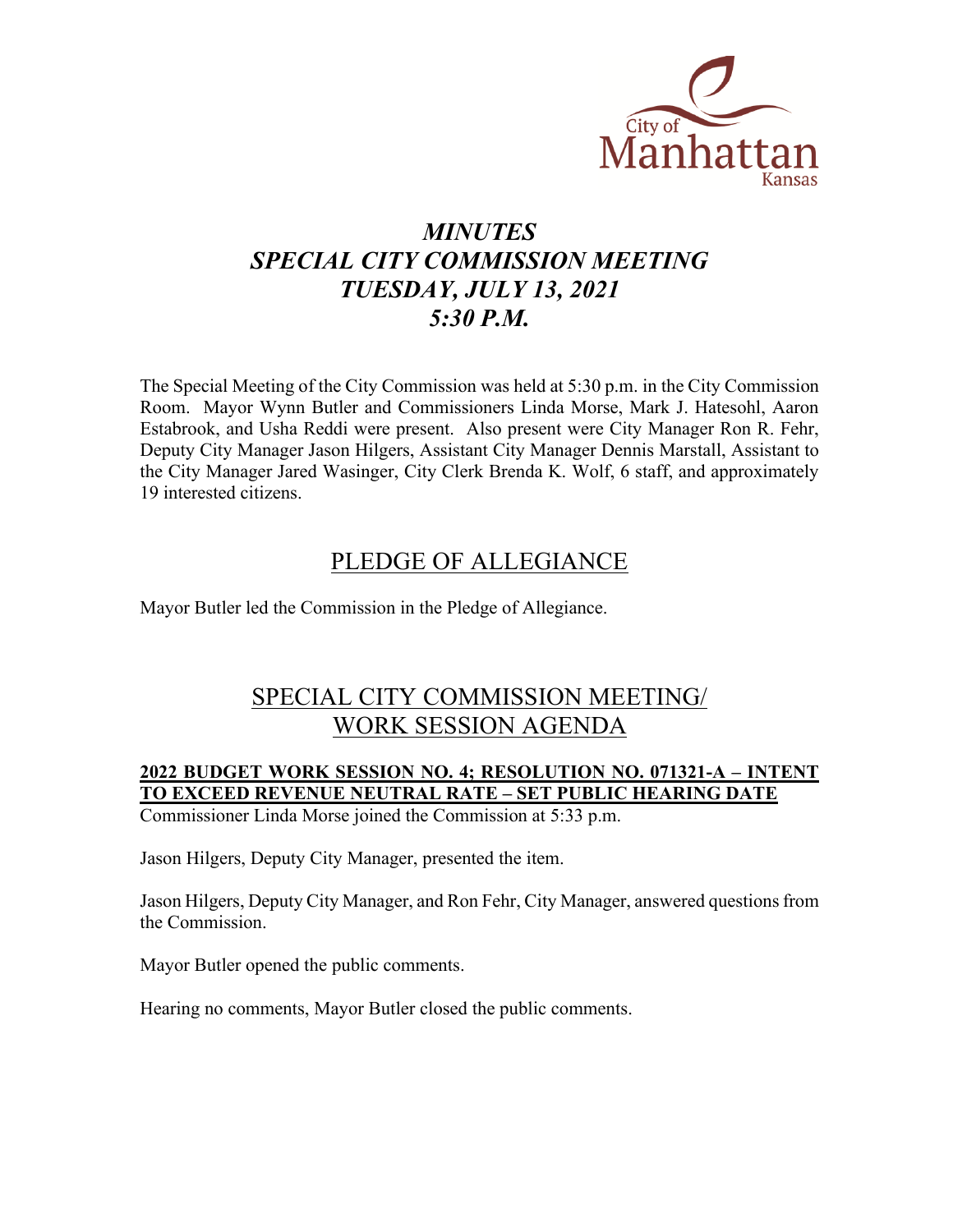City of Manhattan Kansas

# *MINUTES*
# *SPECIAL CITY COMMISSION MEETING*
# *TUESDAY, JULY 13, 2021*
# *5:30 P.M.*

The Special Meeting of the City Commission was held at 5:30 p.m. in the City Commission Room. Mayor Wynn Butler and Commissioners Linda Morse, Mark J. Hatesohl, Aaron Estabrook, and Usha Reddi were present. Also present were City Manager Ron R. Fehr, Deputy City Manager Jason Hilgers, Assistant City Manager Dennis Marstall, Assistant to the City Manager Jared Wasinger, City Clerk Brenda K. Wolf, 6 staff, and approximately 19 interested citizens.

## PLEDGE OF ALLEGIANCE

Mayor Butler led the Commission in the Pledge of Allegiance.

## SPECIAL CITY COMMISSION MEETING/ WORK SESSION AGENDA

### 2022 BUDGET WORK SESSION NO. 4; RESOLUTION NO. 071321-A – INTENT TO EXCEED REVENUE NEUTRAL RATE – SET PUBLIC HEARING DATE

Commissioner Linda Morse joined the Commission at 5:33 p.m.

Jason Hilgers, Deputy City Manager, presented the item.

Jason Hilgers, Deputy City Manager, and Ron Fehr, City Manager, answered questions from the Commission.

Mayor Butler opened the public comments.

Hearing no comments, Mayor Butler closed the public comments.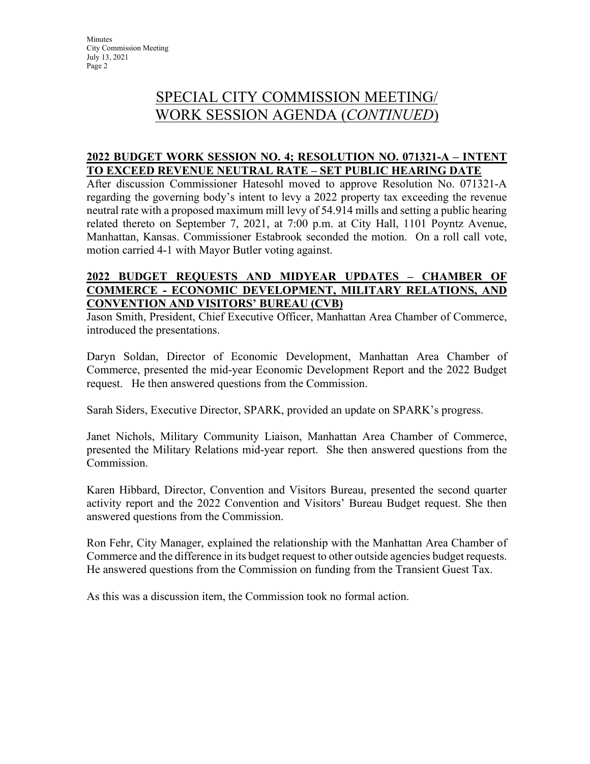# SPECIAL CITY COMMISSION MEETING/ WORK SESSION AGENDA (*CONTINUED*)

## 2022 BUDGET WORK SESSION NO. 4; RESOLUTION NO. 071321-A – INTENT TO EXCEED REVENUE NEUTRAL RATE – SET PUBLIC HEARING DATE

After discussion Commissioner Hatesohl moved to approve Resolution No. 071321-A regarding the governing body's intent to levy a 2022 property tax exceeding the revenue neutral rate with a proposed maximum mill levy of 54.914 mills and setting a public hearing related thereto on September 7, 2021, at 7:00 p.m. at City Hall, 1101 Poyntz Avenue, Manhattan, Kansas. Commissioner Estabrook seconded the motion. On a roll call vote, motion carried 4-1 with Mayor Butler voting against.

## 2022 BUDGET REQUESTS AND MIDYEAR UPDATES – CHAMBER OF COMMERCE - ECONOMIC DEVELOPMENT, MILITARY RELATIONS, AND CONVENTION AND VISITORS' BUREAU (CVB)

Jason Smith, President, Chief Executive Officer, Manhattan Area Chamber of Commerce, introduced the presentations.

Daryn Soldan, Director of Economic Development, Manhattan Area Chamber of Commerce, presented the mid-year Economic Development Report and the 2022 Budget request. He then answered questions from the Commission.

Sarah Siders, Executive Director, SPARK, provided an update on SPARK's progress.

Janet Nichols, Military Community Liaison, Manhattan Area Chamber of Commerce, presented the Military Relations mid-year report. She then answered questions from the Commission.

Karen Hibbard, Director, Convention and Visitors Bureau, presented the second quarter activity report and the 2022 Convention and Visitors' Bureau Budget request. She then answered questions from the Commission.

Ron Fehr, City Manager, explained the relationship with the Manhattan Area Chamber of Commerce and the difference in its budget request to other outside agencies budget requests. He answered questions from the Commission on funding from the Transient Guest Tax.

As this was a discussion item, the Commission took no formal action.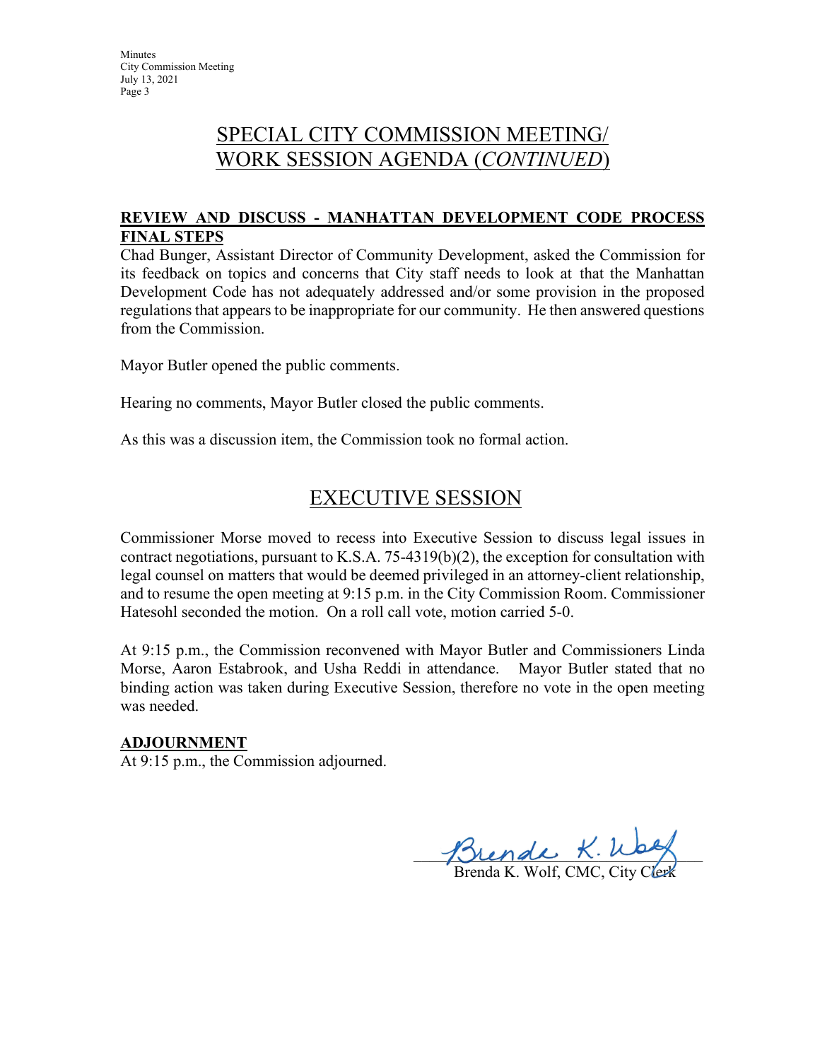# SPECIAL CITY COMMISSION MEETING/ WORK SESSION AGENDA (*CONTINUED*)

**REVIEW AND DISCUSS - MANHATTAN DEVELOPMENT CODE PROCESS FINAL STEPS**

Chad Bunger, Assistant Director of Community Development, asked the Commission for its feedback on topics and concerns that City staff needs to look at that the Manhattan Development Code has not adequately addressed and/or some provision in the proposed regulations that appears to be inappropriate for our community. He then answered questions from the Commission.

Mayor Butler opened the public comments.

Hearing no comments, Mayor Butler closed the public comments.

As this was a discussion item, the Commission took no formal action.

# EXECUTIVE SESSION

Commissioner Morse moved to recess into Executive Session to discuss legal issues in contract negotiations, pursuant to K.S.A. 75-4319(b)(2), the exception for consultation with legal counsel on matters that would be deemed privileged in an attorney-client relationship, and to resume the open meeting at 9:15 p.m. in the City Commission Room. Commissioner Hatesohl seconded the motion. On a roll call vote, motion carried 5-0.

At 9:15 p.m., the Commission reconvened with Mayor Butler and Commissioners Linda Morse, Aaron Estabrook, and Usha Reddi in attendance. Mayor Butler stated that no binding action was taken during Executive Session, therefore no vote in the open meeting was needed.

**ADJOURNMENT**

At 9:15 p.m., the Commission adjourned.

Brenda K. Wolf

Brenda K. Wolf, CMC, City Clerk